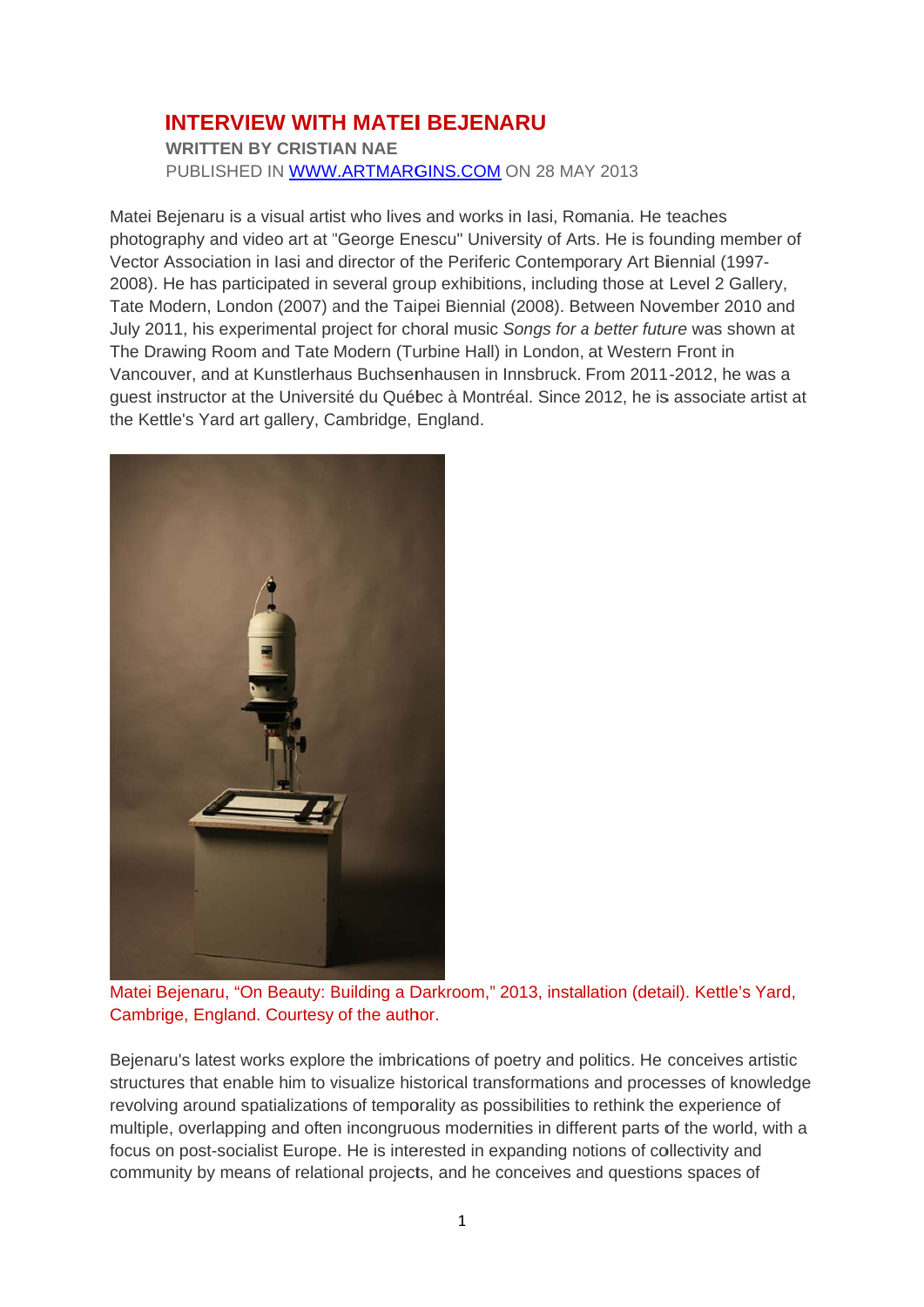# INTERVIEW WITH MATEI BEJENARU

**WRITTEN BY CRISTIAN NAE**

PUBLISHED IN [WWW.ARTMARGINS.COM](http://www.artmargins.com) ON 28 MAY 2013

Matei Bejenaru is a visual artist who lives and works in Iasi, Romania. He teaches photography and video art at "George Enescu" University of Arts. He is founding member of Vector Association in Iasi and director of the Periferic Contemporary Art Biennial (1997-2008). He has participated in several group exhibitions, including those at Level 2 Gallery, Tate Modern, London (2007) and the Taipei Biennial (2008). Between November 2010 and July 2011, his experimental project for choral music *Songs for a better future* was shown at The Drawing Room and Tate Modern (Turbine Hall) in London, at Western Front in Vancouver, and at Kunstlerhaus Buchsenhausen in Innsbruck. From 2011-2012, he was a guest instructor at the Université du Québec à Montréal. Since 2012, he is associate artist at the Kettle's Yard art gallery, Cambridge, England.

Matei Bejenaru, "On Beauty: Building a Darkroom," 2013, installation (detail). Kettle's Yard, Cambrige, England. Courtesy of the author.

Bejenaru's latest works explore the imbrications of poetry and politics. He conceives artistic structures that enable him to visualize historical transformations and processes of knowledge revolving around spatializations of temporality as possibilities to rethink the experience of multiple, overlapping and often incongruous modernities in different parts of the world, with a focus on post-socialist Europe. He is interested in expanding notions of collectivity and community by means of relational projects, and he conceives and questions spaces of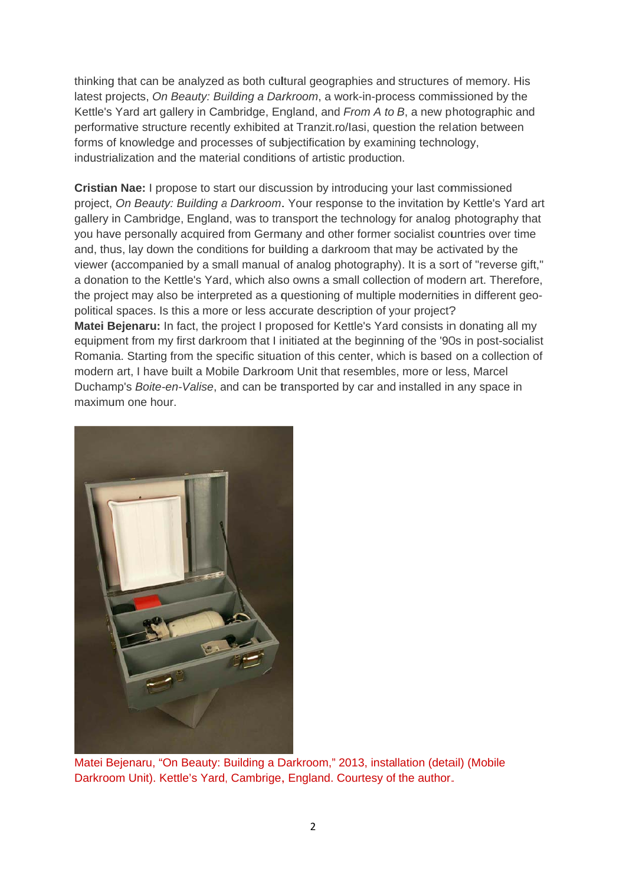thinking that can be analyzed as both cultural geographies and structures of memory. His latest projects, *On Beauty: Building a Darkroom*, a work-in-process commissioned by the Kettle's Yard art gallery in Cambridge, England, and *From A to B*, a new photographic and performative structure recently exhibited at Tranzit.ro/Iasi, question the relation between forms of knowledge and processes of subjectification by examining technology, industrialization and the material conditions of artistic production.

**Cristian Nae:** I propose to start our discussion by introducing your last commissioned project, *On Beauty: Building a Darkroom*. Your response to the invitation by Kettle's Yard art gallery in Cambridge, England, was to transport the technology for analog photography that you have personally acquired from Germany and other former socialist countries over time and, thus, lay down the conditions for building a darkroom that may be activated by the viewer (accompanied by a small manual of analog photography). It is a sort of "reverse gift," a donation to the Kettle's Yard, which also owns a small collection of modern art. Therefore, the project may also be interpreted as a questioning of multiple modernities in different geo-political spaces. Is this a more or less accurate description of your project?

**Matei Bejenaru:** In fact, the project I proposed for Kettle's Yard consists in donating all my equipment from my first darkroom that I initiated at the beginning of the '90s in post-socialist Romania. Starting from the specific situation of this center, which is based on a collection of modern art, I have built a Mobile Darkroom Unit that resembles, more or less, Marcel Duchamp's *Boite-en-Valise*, and can be transported by car and installed in any space in maximum one hour.

Matei Bejenaru, "On Beauty: Building a Darkroom," 2013, installation (detail) (Mobile Darkroom Unit). Kettle's Yard, Cambrige, England. Courtesy of the author.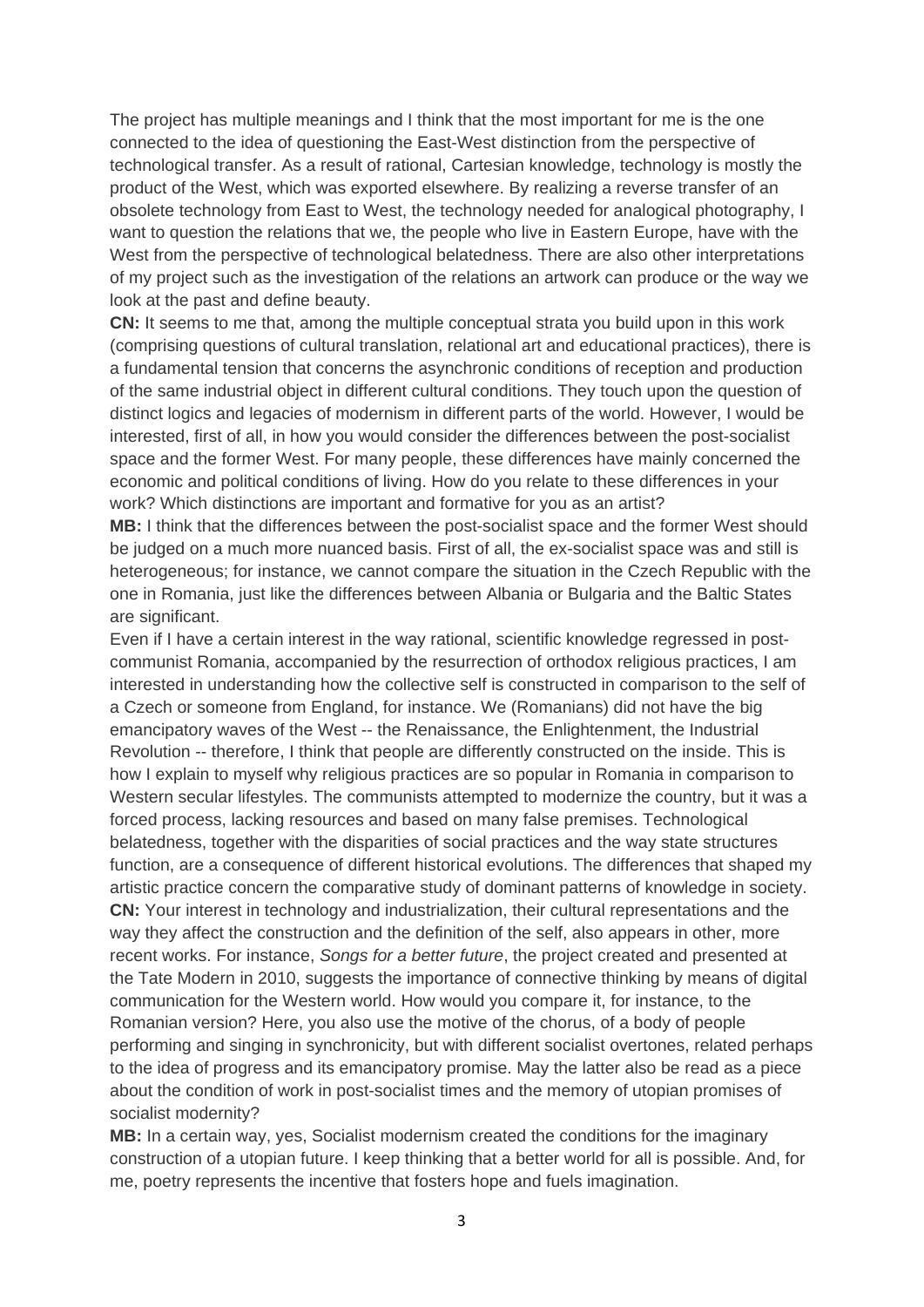The project has multiple meanings and I think that the most important for me is the one connected to the idea of questioning the East-West distinction from the perspective of technological transfer. As a result of rational, Cartesian knowledge, technology is mostly the product of the West, which was exported elsewhere. By realizing a reverse transfer of an obsolete technology from East to West, the technology needed for analogical photography, I want to question the relations that we, the people who live in Eastern Europe, have with the West from the perspective of technological belatedness. There are also other interpretations of my project such as the investigation of the relations an artwork can produce or the way we look at the past and define beauty.

**CN:** It seems to me that, among the multiple conceptual strata you build upon in this work (comprising questions of cultural translation, relational art and educational practices), there is a fundamental tension that concerns the asynchronic conditions of reception and production of the same industrial object in different cultural conditions. They touch upon the question of distinct logics and legacies of modernism in different parts of the world. However, I would be interested, first of all, in how you would consider the differences between the post-socialist space and the former West. For many people, these differences have mainly concerned the economic and political conditions of living. How do you relate to these differences in your work? Which distinctions are important and formative for you as an artist?

**MB:** I think that the differences between the post-socialist space and the former West should be judged on a much more nuanced basis. First of all, the ex-socialist space was and still is heterogeneous; for instance, we cannot compare the situation in the Czech Republic with the one in Romania, just like the differences between Albania or Bulgaria and the Baltic States are significant.

Even if I have a certain interest in the way rational, scientific knowledge regressed in post-communist Romania, accompanied by the resurrection of orthodox religious practices, I am interested in understanding how the collective self is constructed in comparison to the self of a Czech or someone from England, for instance. We (Romanians) did not have the big emancipatory waves of the West -- the Renaissance, the Enlightenment, the Industrial Revolution -- therefore, I think that people are differently constructed on the inside. This is how I explain to myself why religious practices are so popular in Romania in comparison to Western secular lifestyles. The communists attempted to modernize the country, but it was a forced process, lacking resources and based on many false premises. Technological belatedness, together with the disparities of social practices and the way state structures function, are a consequence of different historical evolutions. The differences that shaped my artistic practice concern the comparative study of dominant patterns of knowledge in society.

**CN:** Your interest in technology and industrialization, their cultural representations and the way they affect the construction and the definition of the self, also appears in other, more recent works. For instance, *Songs for a better future*, the project created and presented at the Tate Modern in 2010, suggests the importance of connective thinking by means of digital communication for the Western world. How would you compare it, for instance, to the Romanian version? Here, you also use the motive of the chorus, of a body of people performing and singing in synchronicity, but with different socialist overtones, related perhaps to the idea of progress and its emancipatory promise. May the latter also be read as a piece about the condition of work in post-socialist times and the memory of utopian promises of socialist modernity?

**MB:** In a certain way, yes, Socialist modernism created the conditions for the imaginary construction of a utopian future. I keep thinking that a better world for all is possible. And, for me, poetry represents the incentive that fosters hope and fuels imagination.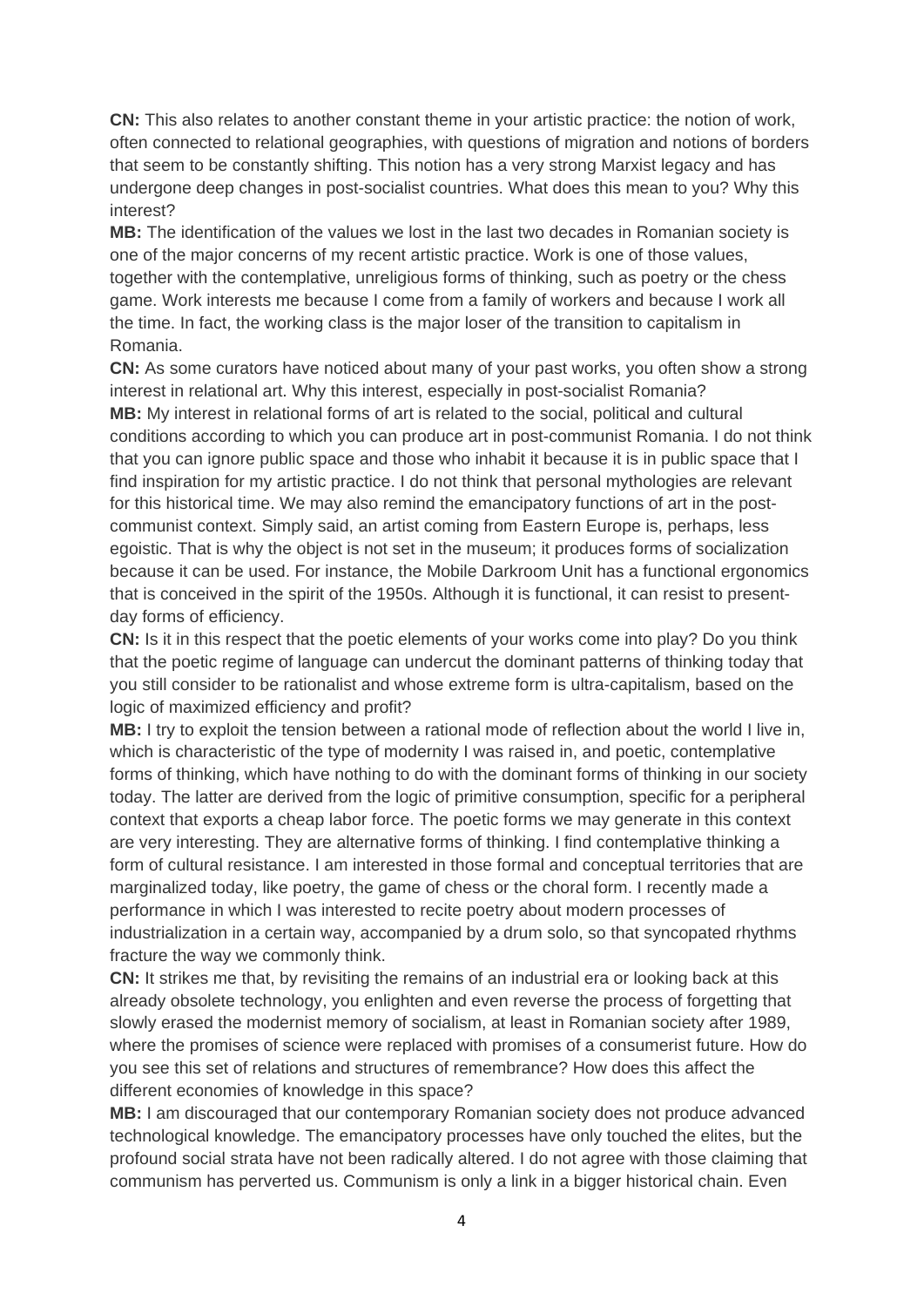**CN:** This also relates to another constant theme in your artistic practice: the notion of work, often connected to relational geographies, with questions of migration and notions of borders that seem to be constantly shifting. This notion has a very strong Marxist legacy and has undergone deep changes in post-socialist countries. What does this mean to you? Why this interest?

**MB:** The identification of the values we lost in the last two decades in Romanian society is one of the major concerns of my recent artistic practice. Work is one of those values, together with the contemplative, unreligious forms of thinking, such as poetry or the chess game. Work interests me because I come from a family of workers and because I work all the time. In fact, the working class is the major loser of the transition to capitalism in Romania.

**CN:** As some curators have noticed about many of your past works, you often show a strong interest in relational art. Why this interest, especially in post-socialist Romania?

**MB:** My interest in relational forms of art is related to the social, political and cultural conditions according to which you can produce art in post-communist Romania. I do not think that you can ignore public space and those who inhabit it because it is in public space that I find inspiration for my artistic practice. I do not think that personal mythologies are relevant for this historical time. We may also remind the emancipatory functions of art in the post-communist context. Simply said, an artist coming from Eastern Europe is, perhaps, less egoistic. That is why the object is not set in the museum; it produces forms of socialization because it can be used. For instance, the Mobile Darkroom Unit has a functional ergonomics that is conceived in the spirit of the 1950s. Although it is functional, it can resist to present-day forms of efficiency.

**CN:** Is it in this respect that the poetic elements of your works come into play? Do you think that the poetic regime of language can undercut the dominant patterns of thinking today that you still consider to be rationalist and whose extreme form is ultra-capitalism, based on the logic of maximized efficiency and profit?

**MB:** I try to exploit the tension between a rational mode of reflection about the world I live in, which is characteristic of the type of modernity I was raised in, and poetic, contemplative forms of thinking, which have nothing to do with the dominant forms of thinking in our society today. The latter are derived from the logic of primitive consumption, specific for a peripheral context that exports a cheap labor force. The poetic forms we may generate in this context are very interesting. They are alternative forms of thinking. I find contemplative thinking a form of cultural resistance. I am interested in those formal and conceptual territories that are marginalized today, like poetry, the game of chess or the choral form. I recently made a performance in which I was interested to recite poetry about modern processes of industrialization in a certain way, accompanied by a drum solo, so that syncopated rhythms fracture the way we commonly think.

**CN:** It strikes me that, by revisiting the remains of an industrial era or looking back at this already obsolete technology, you enlighten and even reverse the process of forgetting that slowly erased the modernist memory of socialism, at least in Romanian society after 1989, where the promises of science were replaced with promises of a consumerist future. How do you see this set of relations and structures of remembrance? How does this affect the different economies of knowledge in this space?

**MB:** I am discouraged that our contemporary Romanian society does not produce advanced technological knowledge. The emancipatory processes have only touched the elites, but the profound social strata have not been radically altered. I do not agree with those claiming that communism has perverted us. Communism is only a link in a bigger historical chain. Even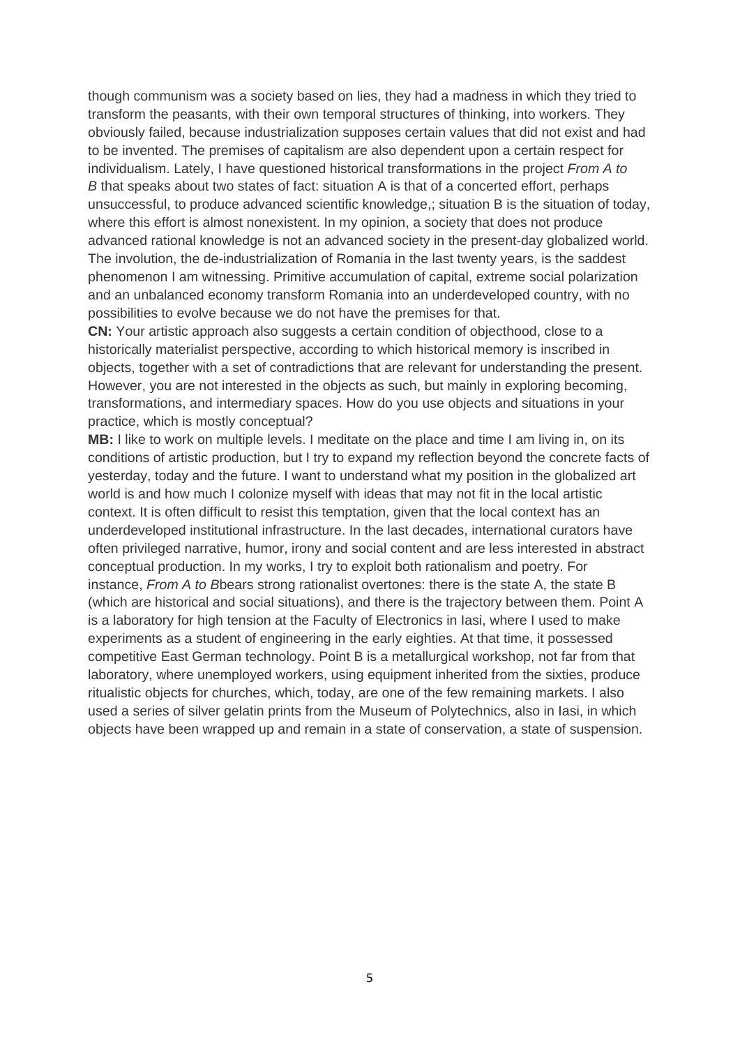though communism was a society based on lies, they had a madness in which they tried to transform the peasants, with their own temporal structures of thinking, into workers. They obviously failed, because industrialization supposes certain values that did not exist and had to be invented. The premises of capitalism are also dependent upon a certain respect for individualism. Lately, I have questioned historical transformations in the project *From A to B* that speaks about two states of fact: situation A is that of a concerted effort, perhaps unsuccessful, to produce advanced scientific knowledge,; situation B is the situation of today, where this effort is almost nonexistent. In my opinion, a society that does not produce advanced rational knowledge is not an advanced society in the present-day globalized world. The involution, the de-industrialization of Romania in the last twenty years, is the saddest phenomenon I am witnessing. Primitive accumulation of capital, extreme social polarization and an unbalanced economy transform Romania into an underdeveloped country, with no possibilities to evolve because we do not have the premises for that.

**CN:** Your artistic approach also suggests a certain condition of objecthood, close to a historically materialist perspective, according to which historical memory is inscribed in objects, together with a set of contradictions that are relevant for understanding the present. However, you are not interested in the objects as such, but mainly in exploring becoming, transformations, and intermediary spaces. How do you use objects and situations in your practice, which is mostly conceptual?

**MB:** I like to work on multiple levels. I meditate on the place and time I am living in, on its conditions of artistic production, but I try to expand my reflection beyond the concrete facts of yesterday, today and the future. I want to understand what my position in the globalized art world is and how much I colonize myself with ideas that may not fit in the local artistic context. It is often difficult to resist this temptation, given that the local context has an underdeveloped institutional infrastructure. In the last decades, international curators have often privileged narrative, humor, irony and social content and are less interested in abstract conceptual production. In my works, I try to exploit both rationalism and poetry. For instance, *From A to B*bears strong rationalist overtones: there is the state A, the state B (which are historical and social situations), and there is the trajectory between them. Point A is a laboratory for high tension at the Faculty of Electronics in Iasi, where I used to make experiments as a student of engineering in the early eighties. At that time, it possessed competitive East German technology. Point B is a metallurgical workshop, not far from that laboratory, where unemployed workers, using equipment inherited from the sixties, produce ritualistic objects for churches, which, today, are one of the few remaining markets. I also used a series of silver gelatin prints from the Museum of Polytechnics, also in Iasi, in which objects have been wrapped up and remain in a state of conservation, a state of suspension.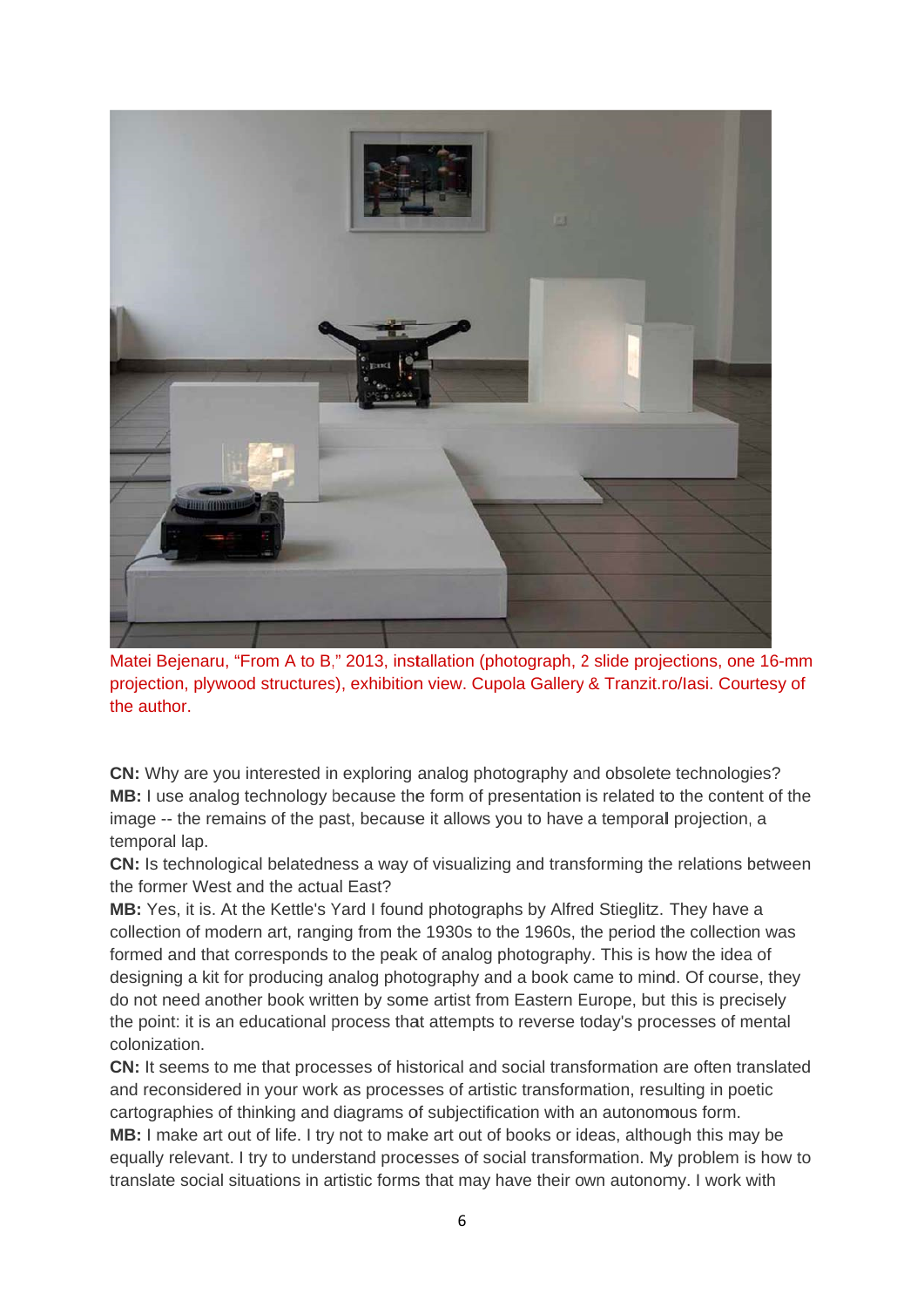Matei Bejenaru, “From A to B,” 2013, installation (photograph, 2 slide projections, one 16-mm projection, plywood structures), exhibition view. Cupola Gallery & Tranzit.ro/Iasi. Courtesy of the author.

**CN:** Why are you interested in exploring analog photography and obsolete technologies?
**MB:** I use analog technology because the form of presentation is related to the content of the image -- the remains of the past, because it allows you to have a temporal projection, a temporal lap.
**CN:** Is technological belatedness a way of visualizing and transforming the relations between the former West and the actual East?
**MB:** Yes, it is. At the Kettle's Yard I found photographs by Alfred Stieglitz. They have a collection of modern art, ranging from the 1930s to the 1960s, the period the collection was formed and that corresponds to the peak of analog photography. This is how the idea of designing a kit for producing analog photography and a book came to mind. Of course, they do not need another book written by some artist from Eastern Europe, but this is precisely the point: it is an educational process that attempts to reverse today's processes of mental colonization.
**CN:** It seems to me that processes of historical and social transformation are often translated and reconsidered in your work as processes of artistic transformation, resulting in poetic cartographies of thinking and diagrams of subjectification with an autonomous form.
**MB:** I make art out of life. I try not to make art out of books or ideas, although this may be equally relevant. I try to understand processes of social transformation. My problem is how to translate social situations in artistic forms that may have their own autonomy. I work with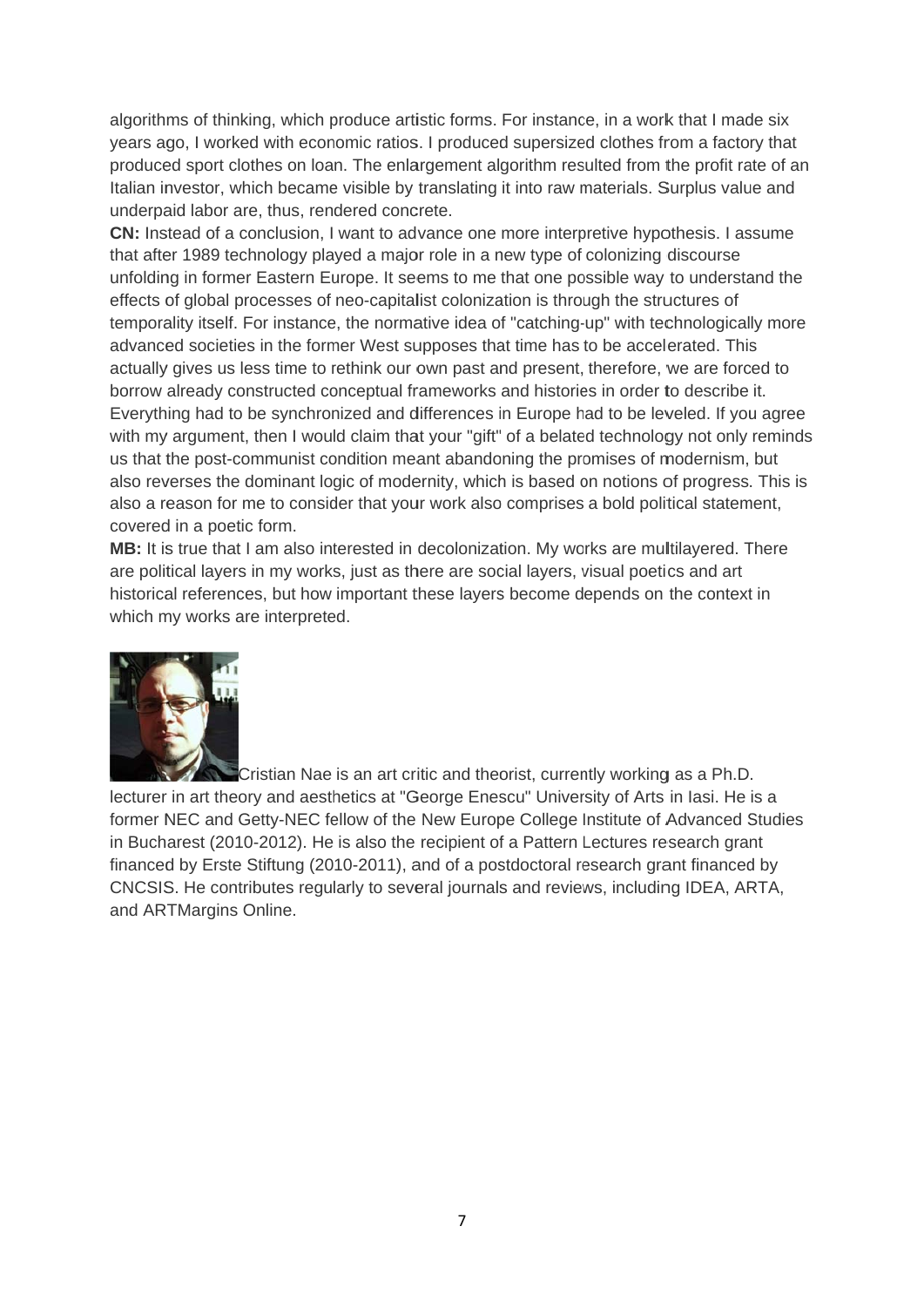algorithms of thinking, which produce artistic forms. For instance, in a work that I made six years ago, I worked with economic ratios. I produced supersized clothes from a factory that produced sport clothes on loan. The enlargement algorithm resulted from the profit rate of an Italian investor, which became visible by translating it into raw materials. Surplus value and underpaid labor are, thus, rendered concrete.

**CN:** Instead of a conclusion, I want to advance one more interpretive hypothesis. I assume that after 1989 technology played a major role in a new type of colonizing discourse unfolding in former Eastern Europe. It seems to me that one possible way to understand the effects of global processes of neo-capitalist colonization is through the structures of temporality itself. For instance, the normative idea of "catching-up" with technologically more advanced societies in the former West supposes that time has to be accelerated. This actually gives us less time to rethink our own past and present, therefore, we are forced to borrow already constructed conceptual frameworks and histories in order to describe it. Everything had to be synchronized and differences in Europe had to be leveled. If you agree with my argument, then I would claim that your "gift" of a belated technology not only reminds us that the post-communist condition meant abandoning the promises of modernism, but also reverses the dominant logic of modernity, which is based on notions of progress. This is also a reason for me to consider that your work also comprises a bold political statement, covered in a poetic form.

**MB:** It is true that I am also interested in decolonization. My works are multilayered. There are political layers in my works, just as there are social layers, visual poetics and art historical references, but how important these layers become depends on the context in which my works are interpreted.

Cristian Nae is an art critic and theorist, currently working as a Ph.D. lecturer in art theory and aesthetics at "George Enescu" University of Arts in Iasi. He is a former NEC and Getty-NEC fellow of the New Europe College Institute of Advanced Studies in Bucharest (2010-2012). He is also the recipient of a Pattern Lectures research grant financed by Erste Stiftung (2010-2011), and of a postdoctoral research grant financed by CNCSIS. He contributes regularly to several journals and reviews, including IDEA, ARTA, and ARTMargins Online.